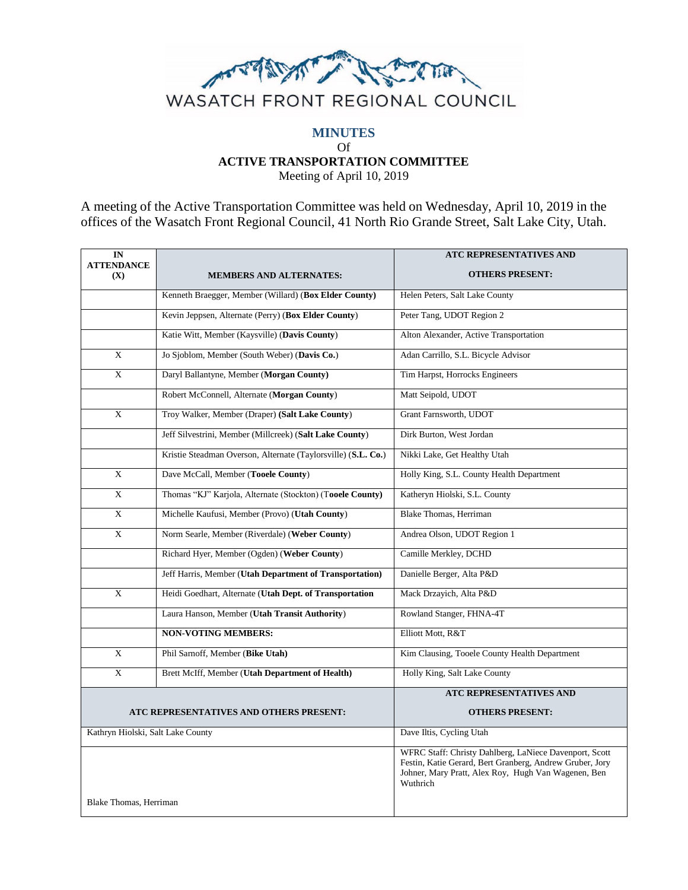# WASATCH FRONT REGIONAL COUNCIL

## MINUTES
Of
### ACTIVE TRANSPORTATION COMMITTEE
Meeting of April 10, 2019

A meeting of the Active Transportation Committee was held on Wednesday, April 10, 2019 in the offices of the Wasatch Front Regional Council, 41 North Rio Grande Street, Salt Lake City, Utah.

| IN ATTENDANCE (X) | MEMBERS AND ALTERNATES: | ATC REPRESENTATIVES AND OTHERS PRESENT: |
|---|---|---|
| | Kenneth Braegger, Member (Willard) (**Box Elder County**) | Helen Peters, Salt Lake County |
| | Kevin Jeppsen, Alternate (Perry) (**Box Elder County**) | Peter Tang, UDOT Region 2 |
| | Katie Witt, Member (Kaysville) (**Davis County**) | Alton Alexander, Active Transportation |
| X | Jo Sjoblom, Member (South Weber) (**Davis Co.**) | Adan Carrillo, S.L. Bicycle Advisor |
| X | Daryl Ballantyne, Member (**Morgan County**) | Tim Harpst, Horrocks Engineers |
| | Robert McConnell, Alternate (**Morgan County**) | Matt Seipold, UDOT |
| X | Troy Walker, Member (Draper) **(Salt Lake County)** | Grant Farnsworth, UDOT |
| | Jeff Silvestrini, Member (Millcreek) (**Salt Lake County**) | Dirk Burton, West Jordan |
| | Kristie Steadman Overson, Alternate (Taylorsville) (**S.L. Co.**) | Nikki Lake, Get Healthy Utah |
| X | Dave McCall, Member (**Tooele County**) | Holly King, S.L. County Health Department |
| X | Thomas "KJ" Karjola, Alternate (Stockton) (T**ooele County**) | Katheryn Hiolski, S.L. County |
| X | Michelle Kaufusi, Member (Provo) (**Utah County**) | Blake Thomas, Herriman |
| X | Norm Searle, Member (Riverdale) (**Weber County**) | Andrea Olson, UDOT Region 1 |
| | Richard Hyer, Member (Ogden) (**Weber County**) | Camille Merkley, DCHD |
| | Jeff Harris, Member (**Utah Department of Transportation)** | Danielle Berger, Alta P&D |
| X | Heidi Goedhart, Alternate (**Utah Dept. of Transportation** | Mack Drzayich, Alta P&D |
| | Laura Hanson, Member (**Utah Transit Authority**) | Rowland Stanger, FHNA-4T |
| | **NON-VOTING MEMBERS:** | Elliott Mott, R&T |
| X | Phil Sarnoff, Member (**Bike Utah)** | Kim Clausing, Tooele County Health Department |
| X | Brett McIff, Member (**Utah Department of Health)** | Holly King, Salt Lake County |

| ATC REPRESENTATIVES AND OTHERS PRESENT: | ATC REPRESENTATIVES AND OTHERS PRESENT: |
|---|---|
| Kathryn Hiolski, Salt Lake County | Dave Iltis, Cycling Utah |
| Blake Thomas, Herriman | WFRC Staff: Christy Dahlberg, LaNiece Davenport, Scott Festin, Katie Gerard, Bert Granberg, Andrew Gruber, Jory Johner, Mary Pratt, Alex Roy, Hugh Van Wagenen, Ben Wuthrich |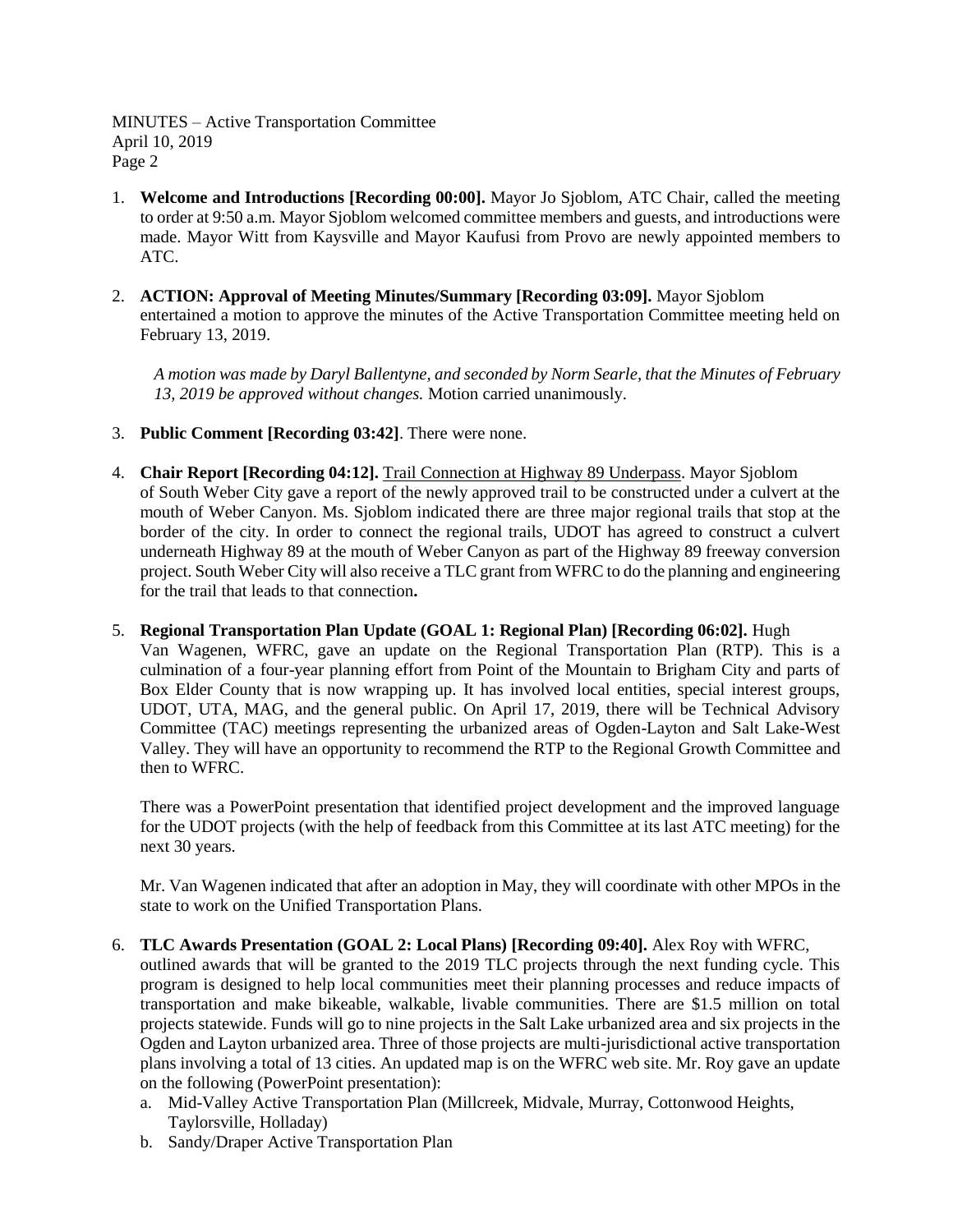1. **Welcome and Introductions [Recording 00:00].** Mayor Jo Sjoblom, ATC Chair, called the meeting to order at 9:50 a.m. Mayor Sjoblom welcomed committee members and guests, and introductions were made. Mayor Witt from Kaysville and Mayor Kaufusi from Provo are newly appointed members to ATC.

2. **ACTION: Approval of Meeting Minutes/Summary [Recording 03:09].** Mayor Sjoblom entertained a motion to approve the minutes of the Active Transportation Committee meeting held on February 13, 2019.

   *A motion was made by Daryl Ballentyne, and seconded by Norm Searle, that the Minutes of February 13, 2019 be approved without changes.* Motion carried unanimously.

3. **Public Comment [Recording 03:42]**. There were none.

4. **Chair Report [Recording 04:12].** Trail Connection at Highway 89 Underpass. Mayor Sjoblom of South Weber City gave a report of the newly approved trail to be constructed under a culvert at the mouth of Weber Canyon. Ms. Sjoblom indicated there are three major regional trails that stop at the border of the city. In order to connect the regional trails, UDOT has agreed to construct a culvert underneath Highway 89 at the mouth of Weber Canyon as part of the Highway 89 freeway conversion project. South Weber City will also receive a TLC grant from WFRC to do the planning and engineering for the trail that leads to that connection**.**

5. **Regional Transportation Plan Update (GOAL 1: Regional Plan) [Recording 06:02].** Hugh Van Wagenen, WFRC, gave an update on the Regional Transportation Plan (RTP). This is a culmination of a four-year planning effort from Point of the Mountain to Brigham City and parts of Box Elder County that is now wrapping up. It has involved local entities, special interest groups, UDOT, UTA, MAG, and the general public. On April 17, 2019, there will be Technical Advisory Committee (TAC) meetings representing the urbanized areas of Ogden-Layton and Salt Lake-West Valley. They will have an opportunity to recommend the RTP to the Regional Growth Committee and then to WFRC.

   There was a PowerPoint presentation that identified project development and the improved language for the UDOT projects (with the help of feedback from this Committee at its last ATC meeting) for the next 30 years.

   Mr. Van Wagenen indicated that after an adoption in May, they will coordinate with other MPOs in the state to work on the Unified Transportation Plans.

6. **TLC Awards Presentation (GOAL 2: Local Plans) [Recording 09:40].** Alex Roy with WFRC, outlined awards that will be granted to the 2019 TLC projects through the next funding cycle. This program is designed to help local communities meet their planning processes and reduce impacts of transportation and make bikeable, walkable, livable communities. There are $1.5 million on total projects statewide. Funds will go to nine projects in the Salt Lake urbanized area and six projects in the Ogden and Layton urbanized area. Three of those projects are multi-jurisdictional active transportation plans involving a total of 13 cities. An updated map is on the WFRC web site. Mr. Roy gave an update on the following (PowerPoint presentation):
   a. Mid-Valley Active Transportation Plan (Millcreek, Midvale, Murray, Cottonwood Heights, Taylorsville, Holladay)
   b. Sandy/Draper Active Transportation Plan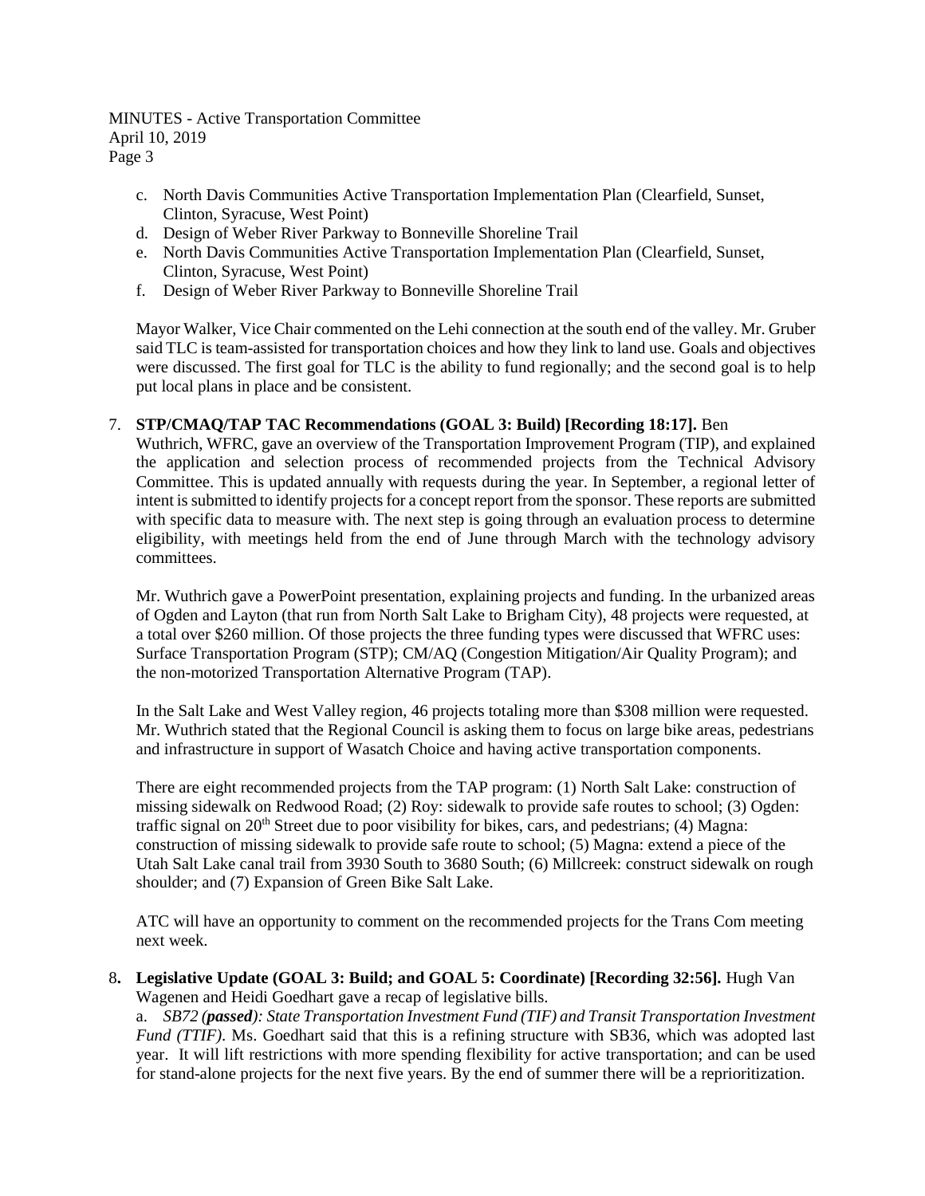c. North Davis Communities Active Transportation Implementation Plan (Clearfield, Sunset, Clinton, Syracuse, West Point)
d. Design of Weber River Parkway to Bonneville Shoreline Trail
e. North Davis Communities Active Transportation Implementation Plan (Clearfield, Sunset, Clinton, Syracuse, West Point)
f. Design of Weber River Parkway to Bonneville Shoreline Trail

Mayor Walker, Vice Chair commented on the Lehi connection at the south end of the valley. Mr. Gruber said TLC is team-assisted for transportation choices and how they link to land use. Goals and objectives were discussed. The first goal for TLC is the ability to fund regionally; and the second goal is to help put local plans in place and be consistent.

7. **STP/CMAQ/TAP TAC Recommendations (GOAL 3: Build) [Recording 18:17].** Ben Wuthrich, WFRC, gave an overview of the Transportation Improvement Program (TIP), and explained the application and selection process of recommended projects from the Technical Advisory Committee. This is updated annually with requests during the year. In September, a regional letter of intent is submitted to identify projects for a concept report from the sponsor. These reports are submitted with specific data to measure with. The next step is going through an evaluation process to determine eligibility, with meetings held from the end of June through March with the technology advisory committees.

   Mr. Wuthrich gave a PowerPoint presentation, explaining projects and funding. In the urbanized areas of Ogden and Layton (that run from North Salt Lake to Brigham City), 48 projects were requested, at a total over $260 million. Of those projects the three funding types were discussed that WFRC uses: Surface Transportation Program (STP); CM/AQ (Congestion Mitigation/Air Quality Program); and the non-motorized Transportation Alternative Program (TAP).

   In the Salt Lake and West Valley region, 46 projects totaling more than $308 million were requested. Mr. Wuthrich stated that the Regional Council is asking them to focus on large bike areas, pedestrians and infrastructure in support of Wasatch Choice and having active transportation components.

   There are eight recommended projects from the TAP program: (1) North Salt Lake: construction of missing sidewalk on Redwood Road; (2) Roy: sidewalk to provide safe routes to school; (3) Ogden: traffic signal on 20th Street due to poor visibility for bikes, cars, and pedestrians; (4) Magna: construction of missing sidewalk to provide safe route to school; (5) Magna: extend a piece of the Utah Salt Lake canal trail from 3930 South to 3680 South; (6) Millcreek: construct sidewalk on rough shoulder; and (7) Expansion of Green Bike Salt Lake.

   ATC will have an opportunity to comment on the recommended projects for the Trans Com meeting next week.

8. **Legislative Update (GOAL 3: Build; and GOAL 5: Coordinate) [Recording 32:56].** Hugh Van Wagenen and Heidi Goedhart gave a recap of legislative bills.

   a. *SB72 (**passed**): State Transportation Investment Fund (TIF) and Transit Transportation Investment Fund (TTIF).* Ms. Goedhart said that this is a refining structure with SB36, which was adopted last year. It will lift restrictions with more spending flexibility for active transportation; and can be used for stand-alone projects for the next five years. By the end of summer there will be a reprioritization.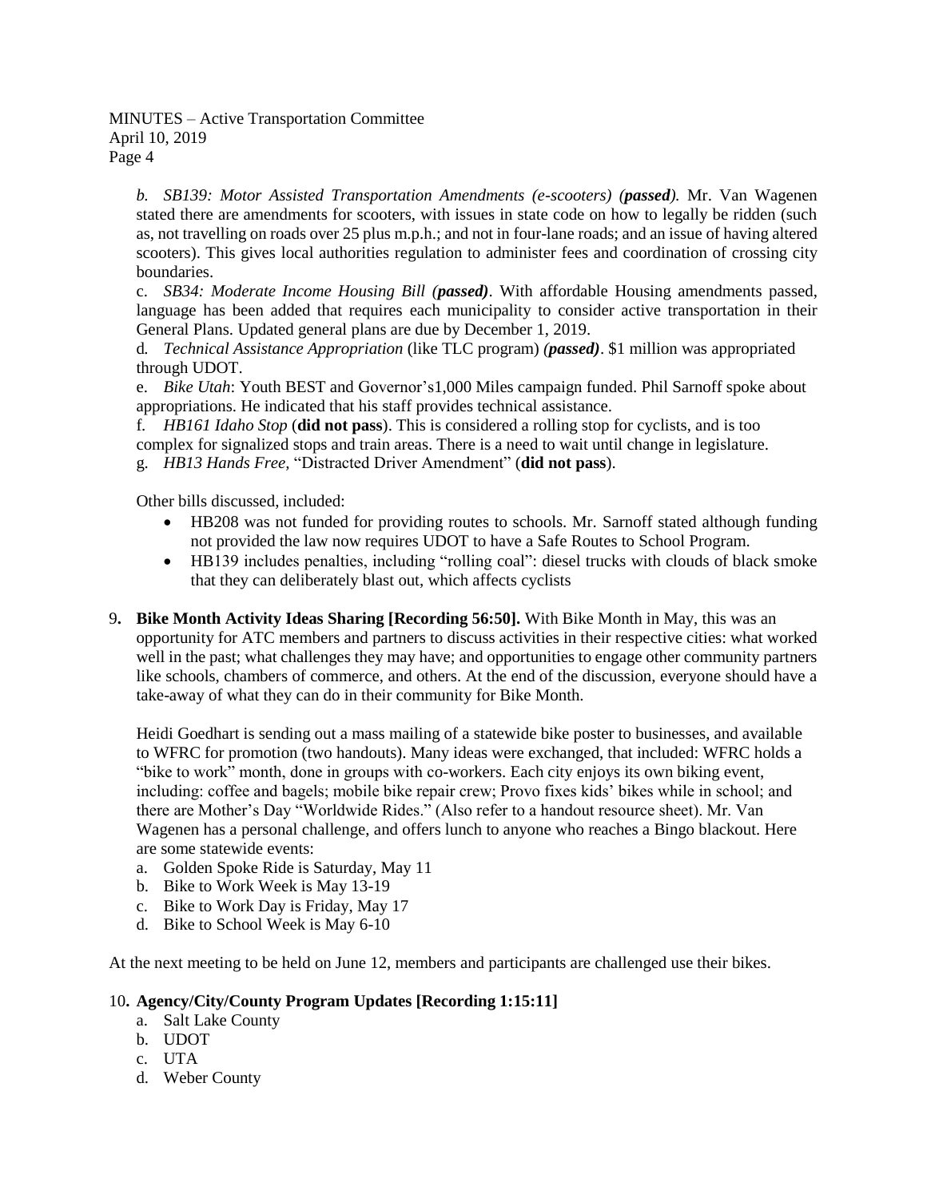*b. SB139: Motor Assisted Transportation Amendments (e-scooters) (**passed**).* Mr. Van Wagenen stated there are amendments for scooters, with issues in state code on how to legally be ridden (such as, not travelling on roads over 25 plus m.p.h.; and not in four-lane roads; and an issue of having altered scooters). This gives local authorities regulation to administer fees and coordination of crossing city boundaries.

c. *SB34: Moderate Income Housing Bill (**passed**)*. With affordable Housing amendments passed, language has been added that requires each municipality to consider active transportation in their General Plans. Updated general plans are due by December 1, 2019.

d. *Technical Assistance Appropriation* (like TLC program) *(**passed**)*. $1 million was appropriated through UDOT.

e. *Bike Utah*: Youth BEST and Governor's1,000 Miles campaign funded. Phil Sarnoff spoke about appropriations. He indicated that his staff provides technical assistance.

f. *HB161 Idaho Stop* (**did not pass**). This is considered a rolling stop for cyclists, and is too complex for signalized stops and train areas. There is a need to wait until change in legislature.

g. *HB13 Hands Free,* "Distracted Driver Amendment" (**did not pass**).

Other bills discussed, included:

- HB208 was not funded for providing routes to schools. Mr. Sarnoff stated although funding not provided the law now requires UDOT to have a Safe Routes to School Program.
- HB139 includes penalties, including "rolling coal": diesel trucks with clouds of black smoke that they can deliberately blast out, which affects cyclists

9. **Bike Month Activity Ideas Sharing [Recording 56:50].** With Bike Month in May, this was an opportunity for ATC members and partners to discuss activities in their respective cities: what worked well in the past; what challenges they may have; and opportunities to engage other community partners like schools, chambers of commerce, and others. At the end of the discussion, everyone should have a take-away of what they can do in their community for Bike Month.

   Heidi Goedhart is sending out a mass mailing of a statewide bike poster to businesses, and available to WFRC for promotion (two handouts). Many ideas were exchanged, that included: WFRC holds a "bike to work" month, done in groups with co-workers. Each city enjoys its own biking event, including: coffee and bagels; mobile bike repair crew; Provo fixes kids' bikes while in school; and there are Mother's Day "Worldwide Rides." (Also refer to a handout resource sheet). Mr. Van Wagenen has a personal challenge, and offers lunch to anyone who reaches a Bingo blackout. Here are some statewide events:

   a. Golden Spoke Ride is Saturday, May 11
   b. Bike to Work Week is May 13-19
   c. Bike to Work Day is Friday, May 17
   d. Bike to School Week is May 6-10

At the next meeting to be held on June 12, members and participants are challenged use their bikes.

10. **Agency/City/County Program Updates [Recording 1:15:11]**

   a. Salt Lake County
   b. UDOT
   c. UTA
   d. Weber County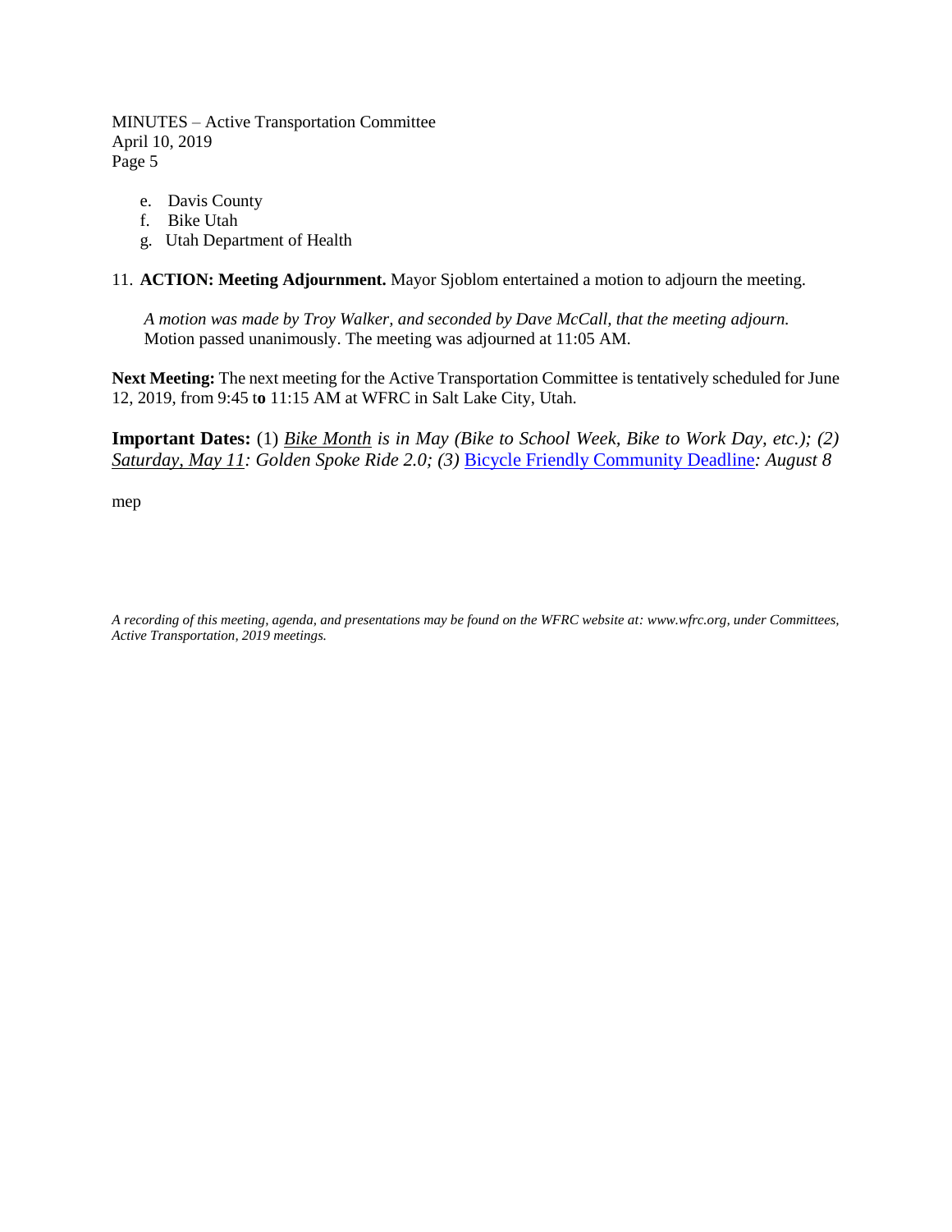e. Davis County
f. Bike Utah
g. Utah Department of Health

11. **ACTION: Meeting Adjournment.** Mayor Sjoblom entertained a motion to adjourn the meeting.

*A motion was made by Troy Walker, and seconded by Dave McCall, that the meeting adjourn.* Motion passed unanimously. The meeting was adjourned at 11:05 AM.

**Next Meeting:** The next meeting for the Active Transportation Committee is tentatively scheduled for June 12, 2019, from 9:45 t**o** 11:15 AM at WFRC in Salt Lake City, Utah.

**Important Dates:** (1) *Bike Month is in May (Bike to School Week, Bike to Work Day, etc.); (2) Saturday, May 11: Golden Spoke Ride 2.0; (3)* Bicycle Friendly Community Deadline*: August 8*

mep

*A recording of this meeting, agenda, and presentations may be found on the WFRC website at: www.wfrc.org, under Committees, Active Transportation, 2019 meetings.*